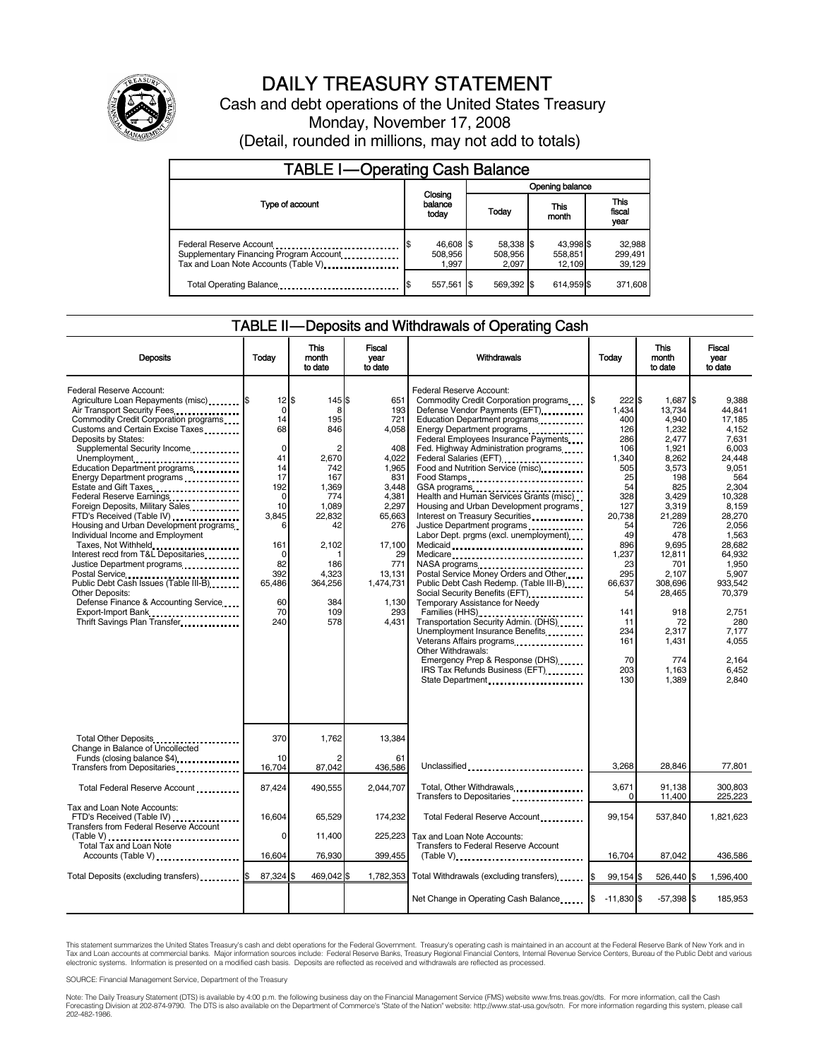# DAILY TREASURY STATEMENT

Cash and debt operations of the United States Treasury

Monday, November 17, 2008

(Detail, rounded in millions, may not add to totals)

## TABLE I—Operating Cash Balance

| Type of account | Closing balance today | Opening balance Today | Opening balance This month | Opening balance This fiscal year |
|---|---|---|---|---|
| Federal Reserve Account | $ 46,608 | $ 58,338 | $ 43,998 | $ 32,988 |
| Supplementary Financing Program Account | 508,956 | 508,956 | 558,851 | 299,491 |
| Tax and Loan Note Accounts (Table V) | 1,997 | 2,097 | 12,109 | 39,129 |
| Total Operating Balance | $ 557,561 | $ 569,392 | $ 614,959 | $ 371,608 |

## TABLE II—Deposits and Withdrawals of Operating Cash

| Deposits | Today | This month to date | Fiscal year to date |
|---|---|---|---|
| Federal Reserve Account: | | | |
| Agriculture Loan Repayments (misc) | $ 12 | $ 145 | $ 651 |
| Air Transport Security Fees | 0 | 8 | 193 |
| Commodity Credit Corporation programs | 14 | 195 | 721 |
| Customs and Certain Excise Taxes | 68 | 846 | 4,058 |
| Deposits by States: | | | |
| Supplemental Security Income | 0 | 2 | 408 |
| Unemployment | 41 | 2,670 | 4,022 |
| Education Department programs | 14 | 742 | 1,965 |
| Energy Department programs | 17 | 167 | 831 |
| Estate and Gift Taxes | 192 | 1,369 | 3,448 |
| Federal Reserve Earnings | 0 | 774 | 4,381 |
| Foreign Deposits, Military Sales | 10 | 1,089 | 2,297 |
| FTD's Received (Table IV) | 3,845 | 22,832 | 65,663 |
| Housing and Urban Development programs | 6 | 42 | 276 |
| Individual Income and Employment Taxes, Not Withheld | 161 | 2,102 | 17,100 |
| Interest recd from T&L Depositaries | 0 | 1 | 29 |
| Justice Department programs | 82 | 186 | 771 |
| Postal Service | 392 | 4,323 | 13,131 |
| Public Debt Cash Issues (Table III-B) | 65,486 | 364,256 | 1,474,731 |
| Other Deposits: | | | |
| Defense Finance & Accounting Service | 60 | 384 | 1,130 |
| Export-Import Bank | 70 | 109 | 293 |
| Thrift Savings Plan Transfer | 240 | 578 | 4,431 |
| Total Other Deposits | 370 | 1,762 | 13,384 |
| Change in Balance of Uncollected Funds (closing balance $4) | 10 | 2 | 61 |
| Transfers from Depositaries | 16,704 | 87,042 | 436,586 |
| Total Federal Reserve Account | 87,424 | 490,555 | 2,044,707 |
| Tax and Loan Note Accounts: | | | |
| FTD's Received (Table IV) | 16,604 | 65,529 | 174,232 |
| Transfers from Federal Reserve Account (Table V) | 0 | 11,400 | 225,223 |
| Total Tax and Loan Note Accounts (Table V) | 16,604 | 76,930 | 399,455 |
| Total Deposits (excluding transfers) | $ 87,324 | $ 469,042 | $ 1,782,353 |

| Withdrawals | Today | This month to date | Fiscal year to date |
|---|---|---|---|
| Federal Reserve Account: | | | |
| Commodity Credit Corporation programs | $ 222 | $ 1,687 | $ 9,388 |
| Defense Vendor Payments (EFT) | 1,434 | 13,734 | 44,841 |
| Education Department programs | 400 | 4,940 | 17,185 |
| Energy Department programs | 126 | 1,232 | 4,152 |
| Federal Employees Insurance Payments | 286 | 2,477 | 7,631 |
| Fed. Highway Administration programs | 106 | 1,921 | 6,003 |
| Federal Salaries (EFT) | 1,340 | 8,262 | 24,448 |
| Food and Nutrition Service (misc) | 505 | 3,573 | 9,051 |
| Food Stamps | 25 | 198 | 564 |
| GSA programs | 54 | 825 | 2,304 |
| Health and Human Services Grants (misc) | 328 | 3,429 | 10,328 |
| Housing and Urban Development programs | 127 | 3,319 | 8,159 |
| Interest on Treasury Securities | 20,738 | 21,289 | 28,270 |
| Justice Department programs | 54 | 726 | 2,056 |
| Labor Dept. prgms (excl. unemployment) | 49 | 478 | 1,563 |
| Medicaid | 896 | 9,695 | 28,682 |
| Medicare | 1,237 | 12,811 | 64,932 |
| NASA programs | 23 | 701 | 1,950 |
| Postal Service Money Orders and Other | 295 | 2,107 | 5,907 |
| Public Debt Cash Redemp. (Table III-B) | 66,637 | 308,696 | 933,542 |
| Social Security Benefits (EFT) | 54 | 28,465 | 70,379 |
| Temporary Assistance for Needy Families (HHS) | 141 | 918 | 2,751 |
| Transportation Security Admin. (DHS) | 11 | 72 | 280 |
| Unemployment Insurance Benefits | 234 | 2,317 | 7,177 |
| Veterans Affairs programs | 161 | 1,431 | 4,055 |
| Other Withdrawals: | | | |
| Emergency Prep & Response (DHS) | 70 | 774 | 2,164 |
| IRS Tax Refunds Business (EFT) | 203 | 1,163 | 6,452 |
| State Department | 130 | 1,389 | 2,840 |
| Unclassified | 3,268 | 28,846 | 77,801 |
| Total, Other Withdrawals | 3,671 | 91,138 | 300,803 |
| Transfers to Depositaries | 0 | 11,400 | 225,223 |
| Total Federal Reserve Account | 99,154 | 537,840 | 1,821,623 |
| Tax and Loan Note Accounts: | | | |
| Transfers to Federal Reserve Account (Table V) | 16,704 | 87,042 | 436,586 |
| Total Withdrawals (excluding transfers) | $ 99,154 | $ 526,440 | $ 1,596,400 |
| Net Change in Operating Cash Balance | $ -11,830 | $ -57,398 | $ 185,953 |

This statement summarizes the United States Treasury's cash and debt operations for the Federal Government. Treasury's operating cash is maintained in an account at the Federal Reserve Bank of New York and in Tax and Loan accounts at commercial banks. Major information sources include: Federal Reserve Banks, Treasury Regional Financial Centers, Internal Revenue Service Centers, Bureau of the Public Debt and various electronic systems. Information is presented on a modified cash basis. Deposits are reflected as received and withdrawals are reflected as processed.

SOURCE: Financial Management Service, Department of the Treasury

Note: The Daily Treasury Statement (DTS) is available by 4:00 p.m. the following business day on the Financial Management Service (FMS) website www.fms.treas.gov/dts. For more information, call the Cash Forecasting Division at 202-874-9790. The DTS is also available on the Department of Commerce's "State of the Nation" website: http://www.stat-usa.gov/sotn. For more information regarding this system, please call 202-482-1986.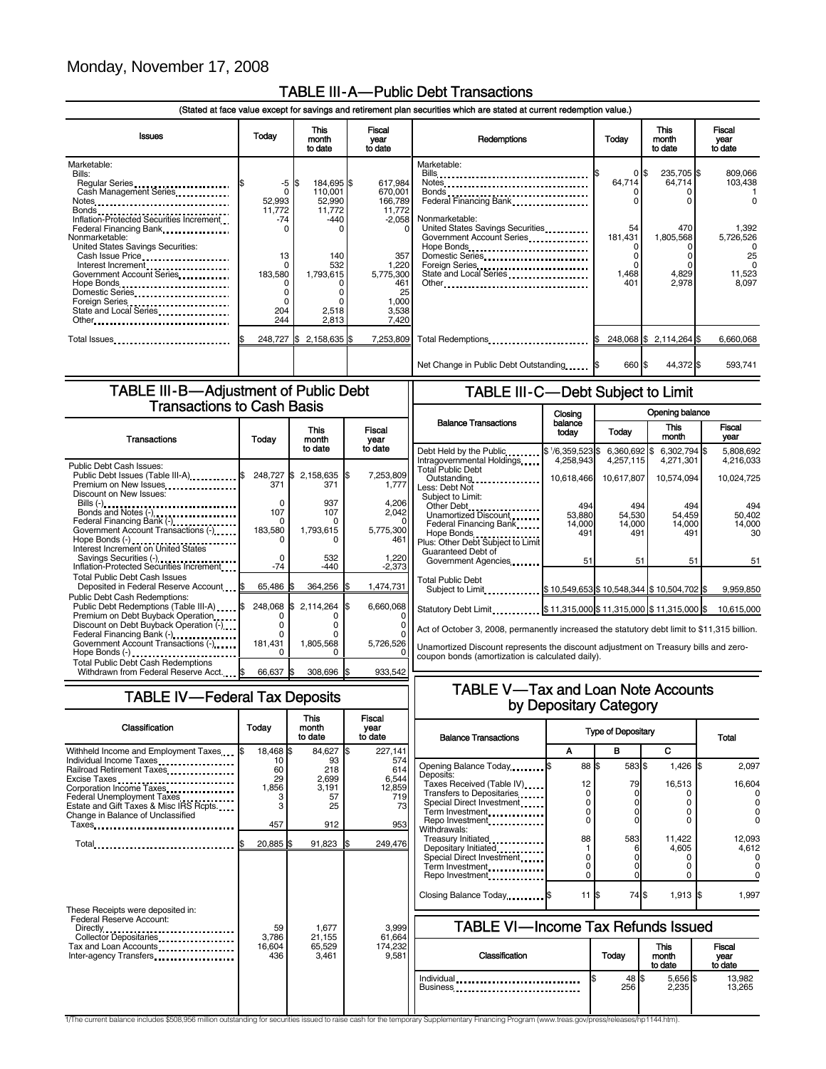Monday, November 17, 2008

## TABLE III-A—Public Debt Transactions

(Stated at face value except for savings and retirement plan securities which are stated at current redemption value.)

| Issues | Today | This month to date | Fiscal year to date |
|---|---|---|---|
| Marketable: | | | |
| Bills: | | | |
| Regular Series | $ -5 | $ 184,695 | $ 617,984 |
| Cash Management Series | 0 | 110,001 | 670,001 |
| Notes | 52,993 | 52,990 | 166,789 |
| Bonds | 11,772 | 11,772 | 11,772 |
| Inflation-Protected Securities Increment | -74 | -440 | -2,058 |
| Federal Financing Bank | 0 | 0 | 0 |
| Nonmarketable: | | | |
| United States Savings Securities: | | | |
| Cash Issue Price | 13 | 140 | 357 |
| Interest Increment | 0 | 532 | 1,220 |
| Government Account Series | 183,580 | 1,793,615 | 5,775,300 |
| Hope Bonds | 0 | 0 | 461 |
| Domestic Series | 0 | 0 | 25 |
| Foreign Series | 0 | 0 | 1,000 |
| State and Local Series | 204 | 2,518 | 3,538 |
| Other | 244 | 2,813 | 7,420 |
| Total Issues | $ 248,727 | $ 2,158,635 | $ 7,253,809 |

| Redemptions | Today | This month to date | Fiscal year to date |
|---|---|---|---|
| Marketable: | | | |
| Bills | $ 0 | $ 235,705 | $ 809,066 |
| Notes | 64,714 | 64,714 | 103,438 |
| Bonds | 0 | 0 | 1 |
| Federal Financing Bank | 0 | 0 | 0 |
| Nonmarketable: | | | |
| United States Savings Securities | 54 | 470 | 1,392 |
| Government Account Series | 181,431 | 1,805,568 | 5,726,526 |
| Hope Bonds | 0 | 0 | 0 |
| Domestic Series | 0 | 0 | 25 |
| Foreign Series | 0 | 0 | 0 |
| State and Local Series | 1,468 | 4,829 | 11,523 |
| Other | 401 | 2,978 | 8,097 |
| Total Redemptions | $ 248,068 | $ 2,114,264 | $ 6,660,068 |
| Net Change in Public Debt Outstanding | $ 660 | $ 44,372 | $ 593,741 |

## TABLE III-B—Adjustment of Public Debt Transactions to Cash Basis

| Transactions | Today | This month to date | Fiscal year to date |
|---|---|---|---|
| Public Debt Cash Issues: | | | |
| Public Debt Issues (Table III-A) | $ 248,727 | $ 2,158,635 | $ 7,253,809 |
| Premium on New Issues | 371 | 371 | 1,777 |
| Discount on New Issues: | | | |
| Bills (-) | 0 | 937 | 4,206 |
| Bonds and Notes (-) | 107 | 107 | 2,042 |
| Federal Financing Bank (-) | 0 | 0 | 0 |
| Government Account Transactions (-) | 183,580 | 1,793,615 | 5,775,300 |
| Hope Bonds (-) | 0 | 0 | 461 |
| Interest Increment on United States Savings Securities (-) | 0 | 532 | 1,220 |
| Inflation-Protected Securities Increment | -74 | -440 | -2,373 |
| Total Public Debt Cash Issues Deposited in Federal Reserve Account | $ 65,486 | $ 364,256 | $ 1,474,731 |
| Public Debt Cash Redemptions: | | | |
| Public Debt Redemptions (Table III-A) | $ 248,068 | $ 2,114,264 | $ 6,660,068 |
| Premium on Debt Buyback Operation | 0 | 0 | 0 |
| Discount on Debt Buyback Operation (-) | 0 | 0 | 0 |
| Federal Financing Bank (-) | 0 | 0 | 0 |
| Government Account Transactions (-) | 181,431 | 1,805,568 | 5,726,526 |
| Hope Bonds (-) | 0 | 0 | 0 |
| Total Public Debt Cash Redemptions Withdrawn from Federal Reserve Acct. | $ 66,637 | $ 308,696 | $ 933,542 |

## TABLE III-C—Debt Subject to Limit

| Balance Transactions | Closing balance today | Opening balance | | |
|---|---|---|---|---|
| | | Today | This month | Fiscal year |
| Debt Held by the Public | $ [1]6,359,523 | $ 6,360,692 | $ 6,302,794 | $ 5,808,692 |
| Intragovernmental Holdings | 4,258,943 | 4,257,115 | 4,271,301 | 4,216,033 |
| Total Public Debt Outstanding | 10,618,466 | 10,617,807 | 10,574,094 | 10,024,725 |
| Less: Debt Not Subject to Limit: | | | | |
| Other Debt | 494 | 494 | 494 | 494 |
| Unamortized Discount | 53,880 | 54,530 | 54,459 | 50,402 |
| Federal Financing Bank | 14,000 | 14,000 | 14,000 | 14,000 |
| Hope Bonds | 491 | 491 | 491 | 30 |
| Plus: Other Debt Subject to Limit | | | | |
| Guaranteed Debt of Government Agencies | 51 | 51 | 51 | 51 |
| Total Public Debt Subject to Limit | $ 10,549,653 | $ 10,548,344 | $ 10,504,702 | $ 9,959,850 |
| Statutory Debt Limit | $ 11,315,000 | $ 11,315,000 | $ 11,315,000 | $ 10,615,000 |

Act of October 3, 2008, permanently increased the statutory debt limit to $11,315 billion.

Unamortized Discount represents the discount adjustment on Treasury bills and zero-coupon bonds (amortization is calculated daily).

## TABLE IV—Federal Tax Deposits

| Classification | Today | This month to date | Fiscal year to date |
|---|---|---|---|
| Withheld Income and Employment Taxes | $ 18,468 | $ 84,627 | $ 227,141 |
| Individual Income Taxes | 10 | 93 | 574 |
| Railroad Retirement Taxes | 60 | 218 | 614 |
| Excise Taxes | 29 | 2,699 | 6,544 |
| Corporation Income Taxes | 1,856 | 3,191 | 12,859 |
| Federal Unemployment Taxes | 3 | 57 | 719 |
| Estate and Gift Taxes & Misc IRS Rcpts. | 3 | 25 | 73 |
| Change in Balance of Unclassified Taxes | 457 | 912 | 953 |
| Total | $ 20,885 | $ 91,823 | $ 249,476 |
| These Receipts were deposited in: | | | |
| Federal Reserve Account: | | | |
| Directly | 59 | 1,677 | 3,999 |
| Collector Depositaries | 3,786 | 21,155 | 61,664 |
| Tax and Loan Accounts | 16,604 | 65,529 | 174,232 |
| Inter-agency Transfers | 436 | 3,461 | 9,581 |

## TABLE V—Tax and Loan Note Accounts by Depositary Category

| Balance Transactions | Type of Depositary | | | Total |
|---|---|---|---|---|
| | A | B | C | |
| Opening Balance Today | $ 88 | $ 583 | $ 1,426 | $ 2,097 |
| Deposits: | | | | |
| Taxes Received (Table IV) | 12 | 79 | 16,513 | 16,604 |
| Transfers to Depositaries | 0 | 0 | 0 | 0 |
| Special Direct Investment | 0 | 0 | 0 | 0 |
| Term Investment | 0 | 0 | 0 | 0 |
| Repo Investment | 0 | 0 | 0 | 0 |
| Withdrawals: | | | | |
| Treasury Initiated | 88 | 583 | 11,422 | 12,093 |
| Depositary Initiated | 1 | 6 | 4,605 | 4,612 |
| Special Direct Investment | 0 | 0 | 0 | 0 |
| Term Investment | 0 | 0 | 0 | 0 |
| Repo Investment | 0 | 0 | 0 | 0 |
| Closing Balance Today | $ 11 | $ 74 | $ 1,913 | $ 1,997 |

## TABLE VI—Income Tax Refunds Issued

| Classification | Today | This month to date | Fiscal year to date |
|---|---|---|---|
| Individual | $ 48 | $ 5,656 | $ 13,982 |
| Business | 256 | 2,235 | 13,265 |

1/The current balance includes $508,956 million outstanding for securities issued to raise cash for the temporary Supplementary Financing Program (www.treas.gov/press/releases/hp1144.htm).